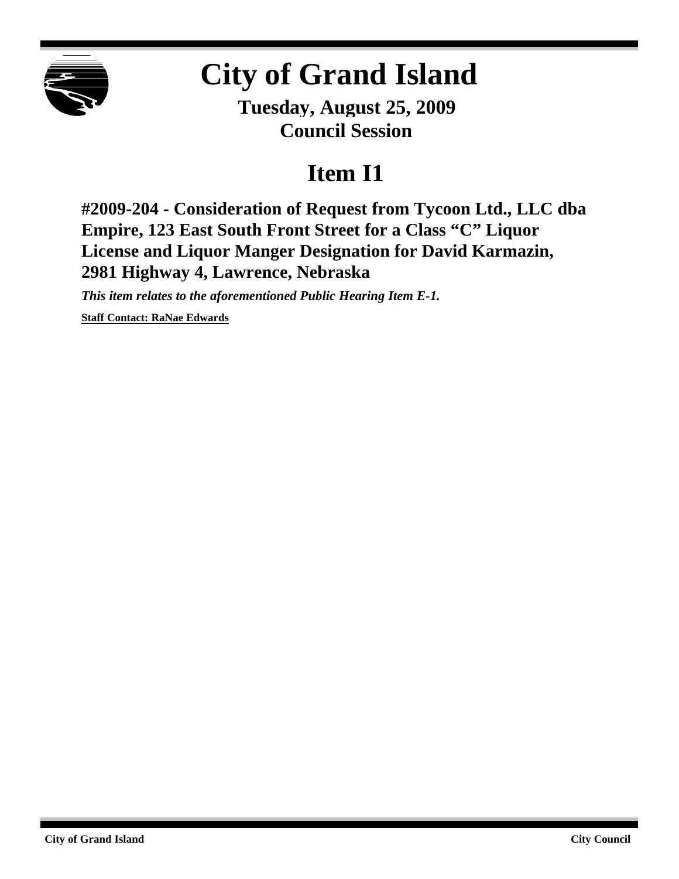# City of Grand Island

**Tuesday, August 25, 2009**
**Council Session**

## Item I1

### #2009-204 - Consideration of Request from Tycoon Ltd., LLC dba Empire, 123 East South Front Street for a Class "C" Liquor License and Liquor Manger Designation for David Karmazin, 2981 Highway 4, Lawrence, Nebraska

***This item relates to the aforementioned Public Hearing Item E-1.***

**Staff Contact: RaNae Edwards**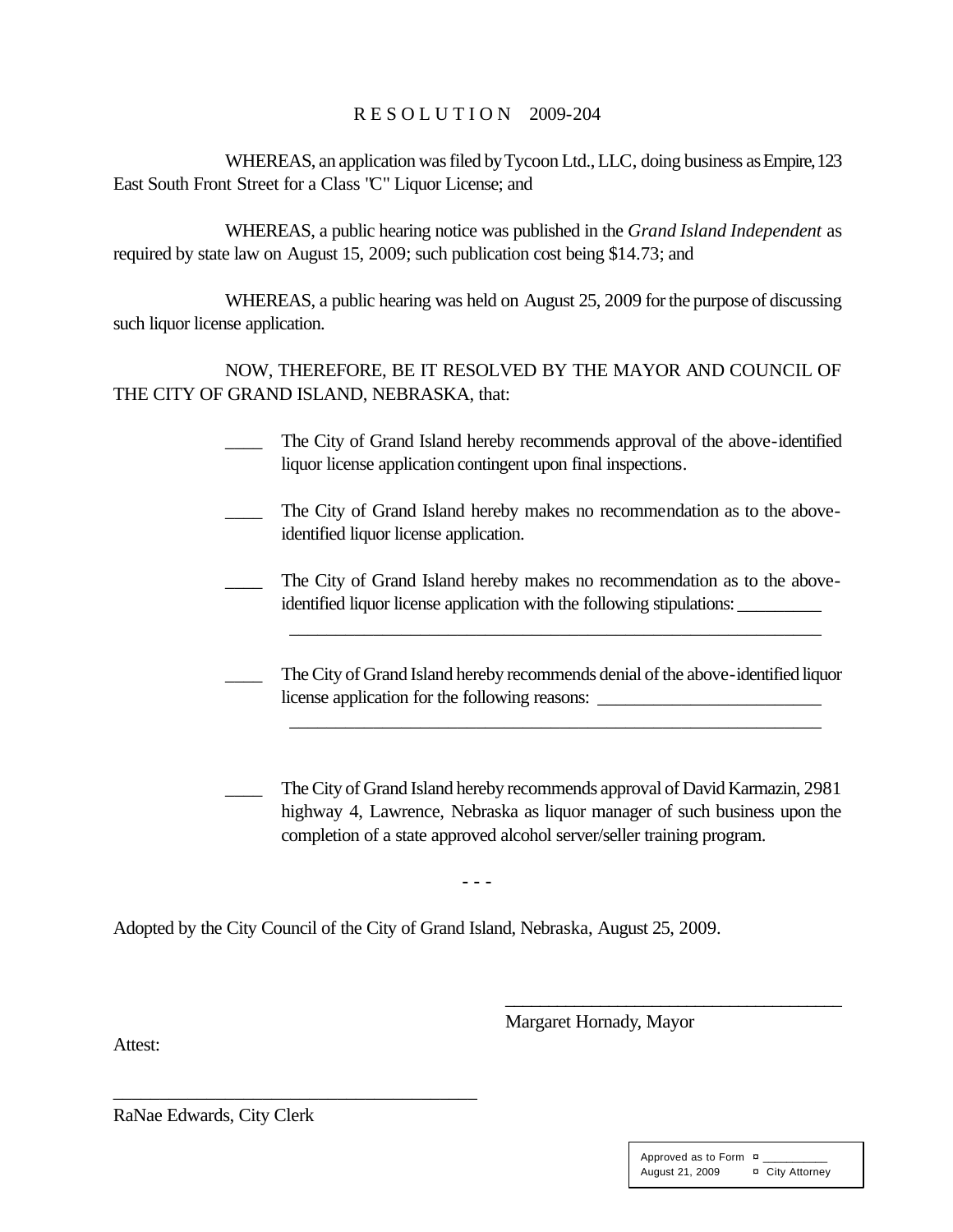# R E S O L U T I O N 2009-204

WHEREAS, an application was filed by Tycoon Ltd., LLC, doing business as Empire, 123 East South Front Street for a Class "C" Liquor License; and

WHEREAS, a public hearing notice was published in the *Grand Island Independent* as required by state law on August 15, 2009; such publication cost being $14.73; and

WHEREAS, a public hearing was held on August 25, 2009 for the purpose of discussing such liquor license application.

NOW, THEREFORE, BE IT RESOLVED BY THE MAYOR AND COUNCIL OF THE CITY OF GRAND ISLAND, NEBRASKA, that:

____ The City of Grand Island hereby recommends approval of the above-identified liquor license application contingent upon final inspections.

____ The City of Grand Island hereby makes no recommendation as to the above-identified liquor license application.

____ The City of Grand Island hereby makes no recommendation as to the above-identified liquor license application with the following stipulations: _________

_____________________________________________________________

____ The City of Grand Island hereby recommends denial of the above-identified liquor license application for the following reasons: ________________________

_____________________________________________________________

____ The City of Grand Island hereby recommends approval of David Karmazin, 2981 highway 4, Lawrence, Nebraska as liquor manager of such business upon the completion of a state approved alcohol server/seller training program.

- - -

Adopted by the City Council of the City of Grand Island, Nebraska, August 25, 2009.

_____________________________________

Margaret Hornady, Mayor

Attest:

_____________________________________

RaNae Edwards, City Clerk

Approved as to Form ¤ __________
August 21, 2009 ¤ City Attorney